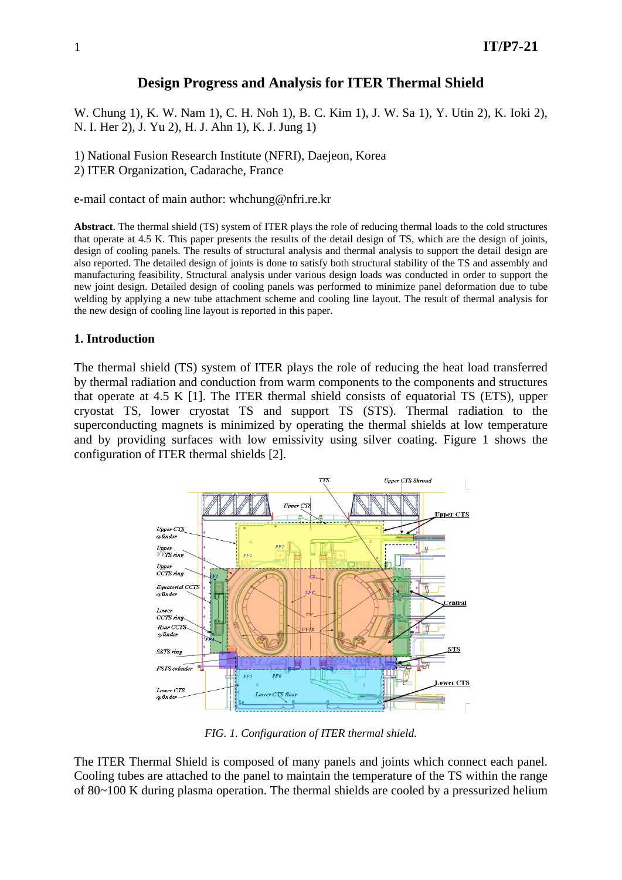# Design Progress and Analysis for ITER Thermal Shield

W. Chung 1), K. W. Nam 1), C. H. Noh 1), B. C. Kim 1), J. W. Sa 1), Y. Utin 2), K. Ioki 2), N. I. Her 2), J. Yu 2), H. J. Ahn 1), K. J. Jung 1)

1) National Fusion Research Institute (NFRI), Daejeon, Korea
2) ITER Organization, Cadarache, France

e-mail contact of main author: whchung@nfri.re.kr

**Abstract**. The thermal shield (TS) system of ITER plays the role of reducing thermal loads to the cold structures that operate at 4.5 K. This paper presents the results of the detail design of TS, which are the design of joints, design of cooling panels. The results of structural analysis and thermal analysis to support the detail design are also reported. The detailed design of joints is done to satisfy both structural stability of the TS and assembly and manufacturing feasibility. Structural analysis under various design loads was conducted in order to support the new joint design. Detailed design of cooling panels was performed to minimize panel deformation due to tube welding by applying a new tube attachment scheme and cooling line layout. The result of thermal analysis for the new design of cooling line layout is reported in this paper.

## 1. Introduction

The thermal shield (TS) system of ITER plays the role of reducing the heat load transferred by thermal radiation and conduction from warm components to the components and structures that operate at 4.5 K [1]. The ITER thermal shield consists of equatorial TS (ETS), upper cryostat TS, lower cryostat TS and support TS (STS). Thermal radiation to the superconducting magnets is minimized by operating the thermal shields at low temperature and by providing surfaces with low emissivity using silver coating. Figure 1 shows the configuration of ITER thermal shields [2].

*FIG. 1. Configuration of ITER thermal shield.*

The ITER Thermal Shield is composed of many panels and joints which connect each panel. Cooling tubes are attached to the panel to maintain the temperature of the TS within the range of 80~100 K during plasma operation. The thermal shields are cooled by a pressurized helium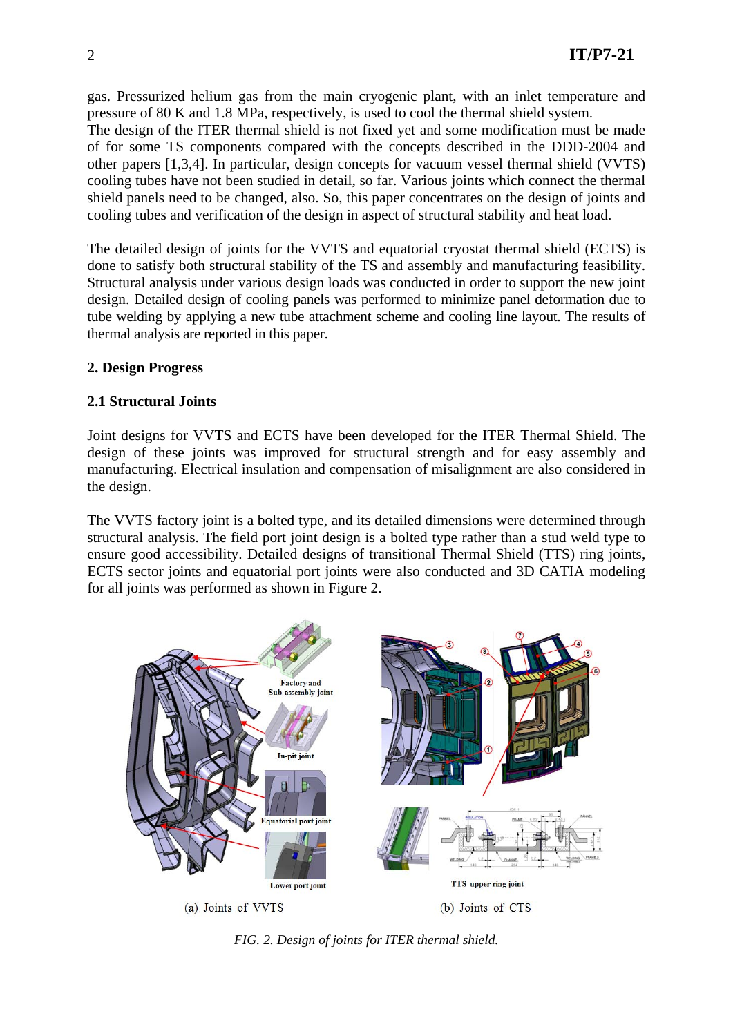gas. Pressurized helium gas from the main cryogenic plant, with an inlet temperature and pressure of 80 K and 1.8 MPa, respectively, is used to cool the thermal shield system.
The design of the ITER thermal shield is not fixed yet and some modification must be made of for some TS components compared with the concepts described in the DDD-2004 and other papers [1,3,4]. In particular, design concepts for vacuum vessel thermal shield (VVTS) cooling tubes have not been studied in detail, so far. Various joints which connect the thermal shield panels need to be changed, also. So, this paper concentrates on the design of joints and cooling tubes and verification of the design in aspect of structural stability and heat load.

The detailed design of joints for the VVTS and equatorial cryostat thermal shield (ECTS) is done to satisfy both structural stability of the TS and assembly and manufacturing feasibility. Structural analysis under various design loads was conducted in order to support the new joint design. Detailed design of cooling panels was performed to minimize panel deformation due to tube welding by applying a new tube attachment scheme and cooling line layout. The results of thermal analysis are reported in this paper.

## 2. Design Progress

### 2.1 Structural Joints

Joint designs for VVTS and ECTS have been developed for the ITER Thermal Shield. The design of these joints was improved for structural strength and for easy assembly and manufacturing. Electrical insulation and compensation of misalignment are also considered in the design.

The VVTS factory joint is a bolted type, and its detailed dimensions were determined through structural analysis. The field port joint design is a bolted type rather than a stud weld type to ensure good accessibility. Detailed designs of transitional Thermal Shield (TTS) ring joints, ECTS sector joints and equatorial port joints were also conducted and 3D CATIA modeling for all joints was performed as shown in Figure 2.

(a) Joints of VVTS (b) Joints of CTS

*FIG. 2. Design of joints for ITER thermal shield.*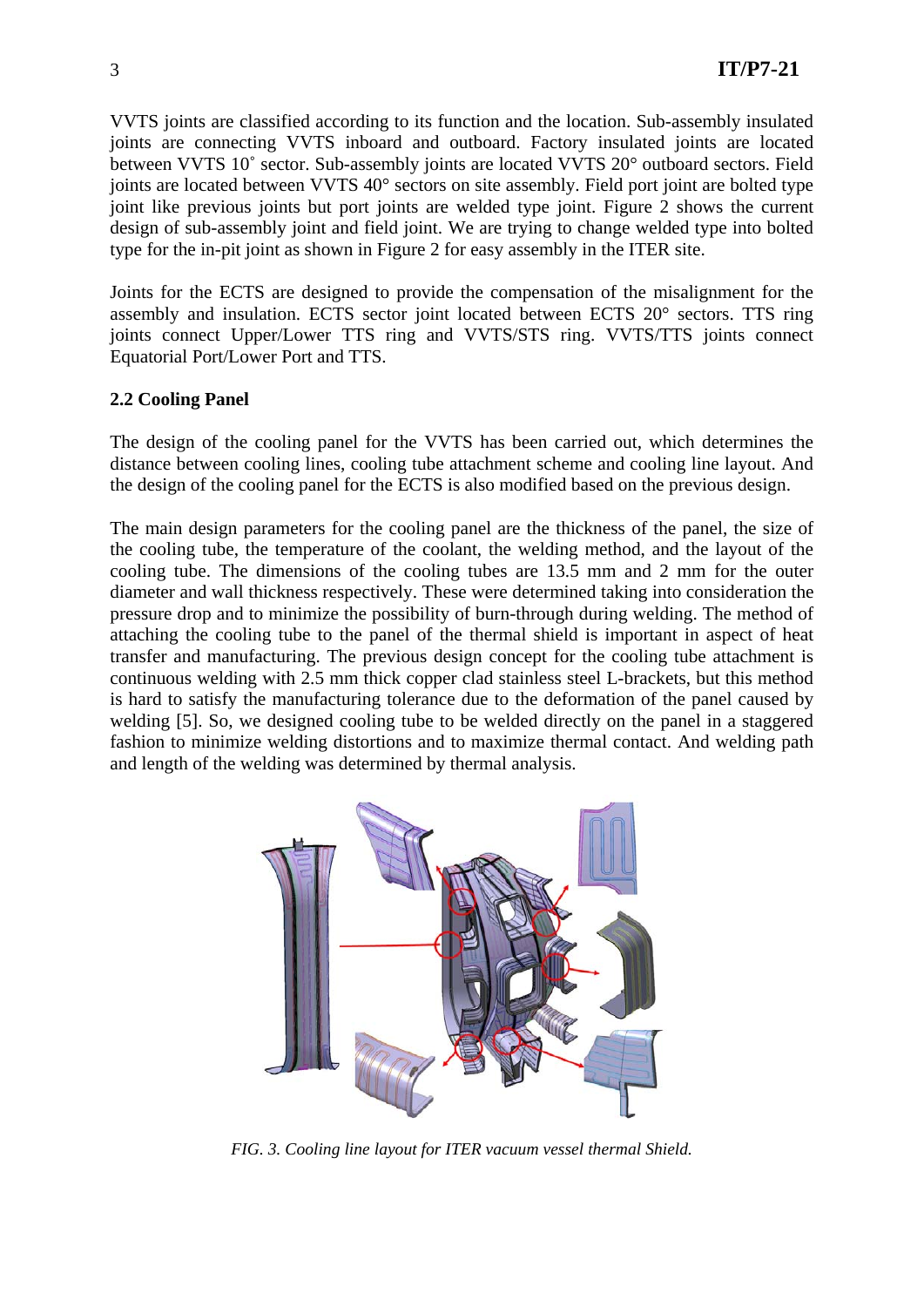VVTS joints are classified according to its function and the location. Sub-assembly insulated joints are connecting VVTS inboard and outboard. Factory insulated joints are located between VVTS 10˚ sector. Sub-assembly joints are located VVTS 20° outboard sectors. Field joints are located between VVTS 40° sectors on site assembly. Field port joint are bolted type joint like previous joints but port joints are welded type joint. Figure 2 shows the current design of sub-assembly joint and field joint. We are trying to change welded type into bolted type for the in-pit joint as shown in Figure 2 for easy assembly in the ITER site.

Joints for the ECTS are designed to provide the compensation of the misalignment for the assembly and insulation. ECTS sector joint located between ECTS 20° sectors. TTS ring joints connect Upper/Lower TTS ring and VVTS/STS ring. VVTS/TTS joints connect Equatorial Port/Lower Port and TTS.

### 2.2 Cooling Panel

The design of the cooling panel for the VVTS has been carried out, which determines the distance between cooling lines, cooling tube attachment scheme and cooling line layout. And the design of the cooling panel for the ECTS is also modified based on the previous design.

The main design parameters for the cooling panel are the thickness of the panel, the size of the cooling tube, the temperature of the coolant, the welding method, and the layout of the cooling tube. The dimensions of the cooling tubes are 13.5 mm and 2 mm for the outer diameter and wall thickness respectively. These were determined taking into consideration the pressure drop and to minimize the possibility of burn-through during welding. The method of attaching the cooling tube to the panel of the thermal shield is important in aspect of heat transfer and manufacturing. The previous design concept for the cooling tube attachment is continuous welding with 2.5 mm thick copper clad stainless steel L-brackets, but this method is hard to satisfy the manufacturing tolerance due to the deformation of the panel caused by welding [5]. So, we designed cooling tube to be welded directly on the panel in a staggered fashion to minimize welding distortions and to maximize thermal contact. And welding path and length of the welding was determined by thermal analysis.

*FIG. 3. Cooling line layout for ITER vacuum vessel thermal Shield.*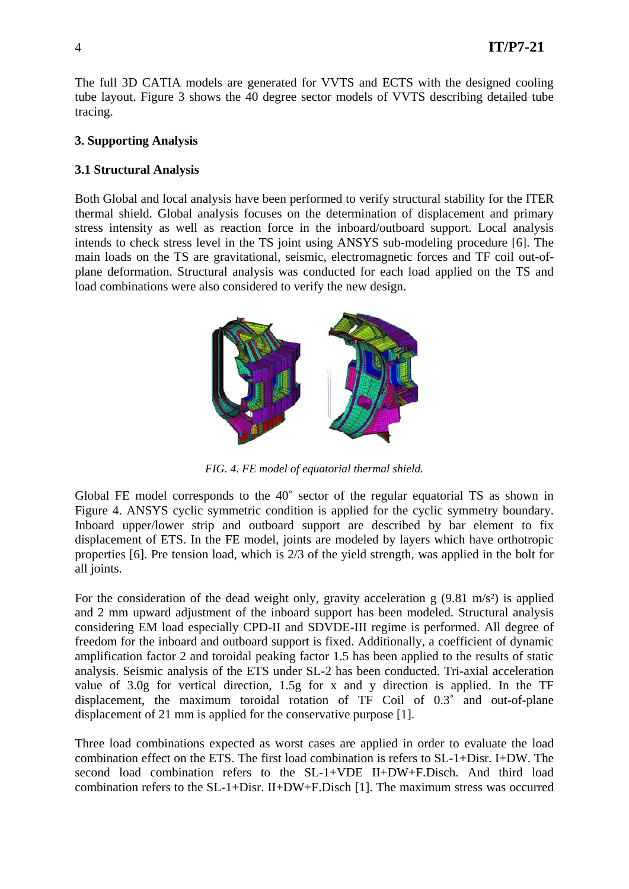The full 3D CATIA models are generated for VVTS and ECTS with the designed cooling tube layout. Figure 3 shows the 40 degree sector models of VVTS describing detailed tube tracing.

### 3. Supporting Analysis

### 3.1 Structural Analysis

Both Global and local analysis have been performed to verify structural stability for the ITER thermal shield. Global analysis focuses on the determination of displacement and primary stress intensity as well as reaction force in the inboard/outboard support. Local analysis intends to check stress level in the TS joint using ANSYS sub-modeling procedure [6]. The main loads on the TS are gravitational, seismic, electromagnetic forces and TF coil out-of-plane deformation. Structural analysis was conducted for each load applied on the TS and load combinations were also considered to verify the new design.

*FIG. 4. FE model of equatorial thermal shield.*

Global FE model corresponds to the 40˚ sector of the regular equatorial TS as shown in Figure 4. ANSYS cyclic symmetric condition is applied for the cyclic symmetry boundary. Inboard upper/lower strip and outboard support are described by bar element to fix displacement of ETS. In the FE model, joints are modeled by layers which have orthotropic properties [6]. Pre tension load, which is 2/3 of the yield strength, was applied in the bolt for all joints.

For the consideration of the dead weight only, gravity acceleration g (9.81 m/s²) is applied and 2 mm upward adjustment of the inboard support has been modeled. Structural analysis considering EM load especially CPD-II and SDVDE-III regime is performed. All degree of freedom for the inboard and outboard support is fixed. Additionally, a coefficient of dynamic amplification factor 2 and toroidal peaking factor 1.5 has been applied to the results of static analysis. Seismic analysis of the ETS under SL-2 has been conducted. Tri-axial acceleration value of 3.0g for vertical direction, 1.5g for x and y direction is applied. In the TF displacement, the maximum toroidal rotation of TF Coil of 0.3˚ and out-of-plane displacement of 21 mm is applied for the conservative purpose [1].

Three load combinations expected as worst cases are applied in order to evaluate the load combination effect on the ETS. The first load combination is refers to SL-1+Disr. I+DW. The second load combination refers to the SL-1+VDE II+DW+F.Disch. And third load combination refers to the SL-1+Disr. II+DW+F.Disch [1]. The maximum stress was occurred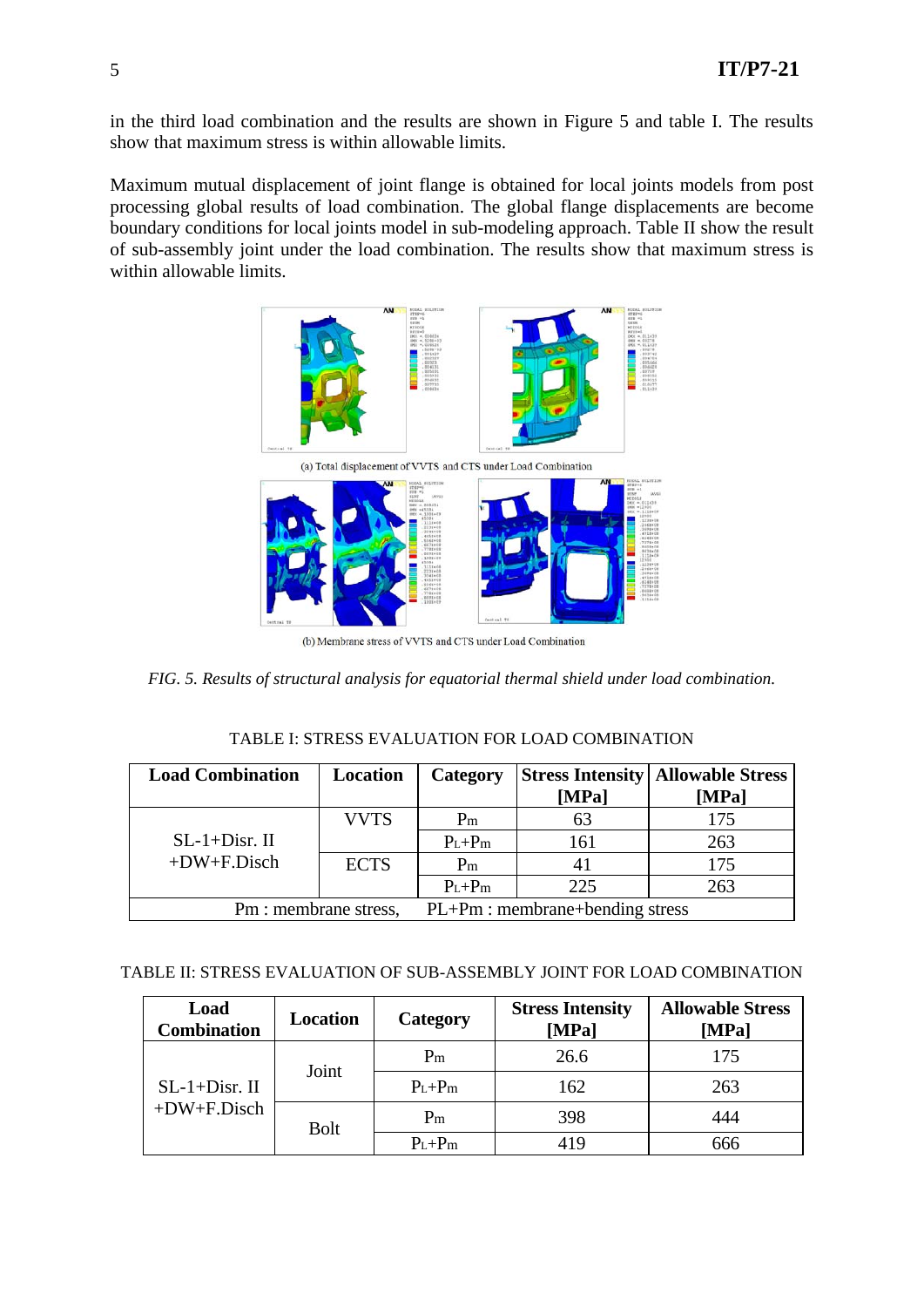in the third load combination and the results are shown in Figure 5 and table I. The results show that maximum stress is within allowable limits.

Maximum mutual displacement of joint flange is obtained for local joints models from post processing global results of load combination. The global flange displacements are become boundary conditions for local joints model in sub-modeling approach. Table II show the result of sub-assembly joint under the load combination. The results show that maximum stress is within allowable limits.

(a) Total displacement of VVTS and CTS under Load Combination

(b) Membrane stress of VVTS and CTS under Load Combination

*FIG. 5. Results of structural analysis for equatorial thermal shield under load combination.*

TABLE I: STRESS EVALUATION FOR LOAD COMBINATION

| Load Combination | Location | Category | Stress Intensity [MPa] | Allowable Stress [MPa] |
|---|---|---|---|---|
| SL-1+Disr. II +DW+F.Disch | VVTS | $P_m$ | 63 | 175 |
| | | $P_L+P_m$ | 161 | 263 |
| | ECTS | $P_m$ | 41 | 175 |
| | | $P_L+P_m$ | 225 | 263 |
| Pm : membrane stress, PL+Pm : membrane+bending stress | | | | |

TABLE II: STRESS EVALUATION OF SUB-ASSEMBLY JOINT FOR LOAD COMBINATION

| Load Combination | Location | Category | Stress Intensity [MPa] | Allowable Stress [MPa] |
|---|---|---|---|---|
| SL-1+Disr. II +DW+F.Disch | Joint | $P_m$ | 26.6 | 175 |
| | | $P_L+P_m$ | 162 | 263 |
| | Bolt | $P_m$ | 398 | 444 |
| | | $P_L+P_m$ | 419 | 666 |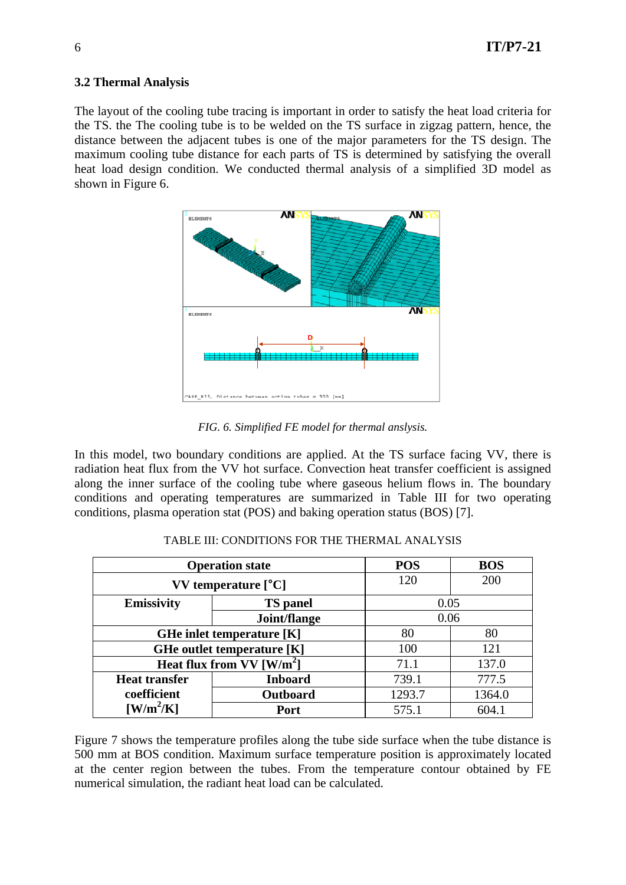### 3.2 Thermal Analysis

The layout of the cooling tube tracing is important in order to satisfy the heat load criteria for the TS. the The cooling tube is to be welded on the TS surface in zigzag pattern, hence, the distance between the adjacent tubes is one of the major parameters for the TS design. The maximum cooling tube distance for each parts of TS is determined by satisfying the overall heat load design condition. We conducted thermal analysis of a simplified 3D model as shown in Figure 6.

*FIG. 6. Simplified FE model for thermal anslysis.*

In this model, two boundary conditions are applied. At the TS surface facing VV, there is radiation heat flux from the VV hot surface. Convection heat transfer coefficient is assigned along the inner surface of the cooling tube where gaseous helium flows in. The boundary conditions and operating temperatures are summarized in Table III for two operating conditions, plasma operation stat (POS) and baking operation status (BOS) [7].

TABLE III: CONDITIONS FOR THE THERMAL ANALYSIS

| Operation state | | POS | BOS |
|---|---|---|---|
| VV temperature [°C] | | 120 | 200 |
| Emissivity | TS panel | 0.05 | |
| | Joint/flange | 0.06 | |
| GHe inlet temperature [K] | | 80 | 80 |
| GHe outlet temperature [K] | | 100 | 121 |
| Heat flux from VV [W/m$^2$] | | 71.1 | 137.0 |
| Heat transfer coefficient [W/m$^2$/K] | Inboard | 739.1 | 777.5 |
| | Outboard | 1293.7 | 1364.0 |
| | Port | 575.1 | 604.1 |

Figure 7 shows the temperature profiles along the tube side surface when the tube distance is 500 mm at BOS condition. Maximum surface temperature position is approximately located at the center region between the tubes. From the temperature contour obtained by FE numerical simulation, the radiant heat load can be calculated.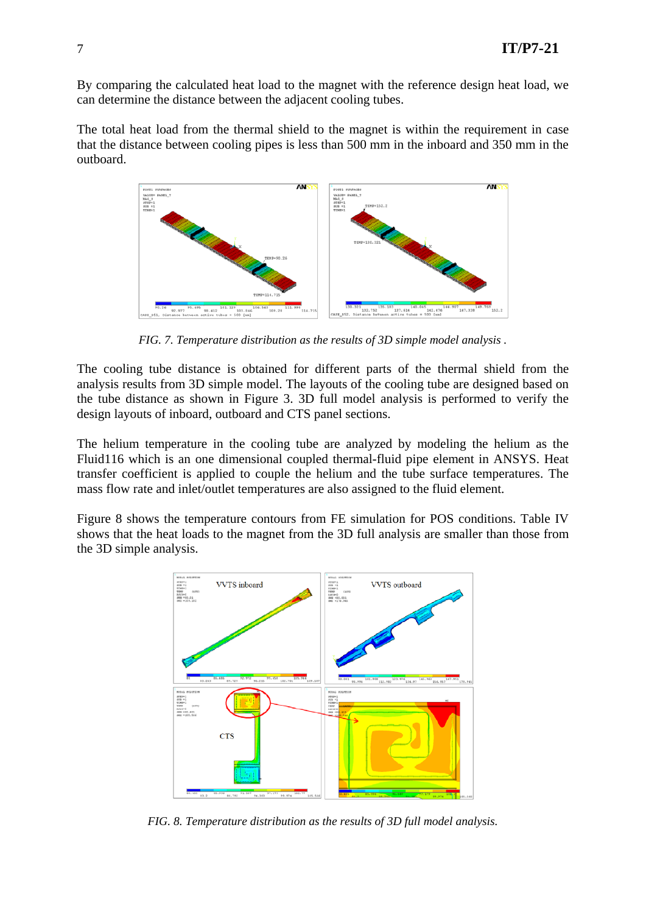By comparing the calculated heat load to the magnet with the reference design heat load, we can determine the distance between the adjacent cooling tubes.

The total heat load from the thermal shield to the magnet is within the requirement in case that the distance between cooling pipes is less than 500 mm in the inboard and 350 mm in the outboard.

*FIG. 7. Temperature distribution as the results of 3D simple model analysis .*

The cooling tube distance is obtained for different parts of the thermal shield from the analysis results from 3D simple model. The layouts of the cooling tube are designed based on the tube distance as shown in Figure 3. 3D full model analysis is performed to verify the design layouts of inboard, outboard and CTS panel sections.

The helium temperature in the cooling tube are analyzed by modeling the helium as the Fluid116 which is an one dimensional coupled thermal-fluid pipe element in ANSYS. Heat transfer coefficient is applied to couple the helium and the tube surface temperatures. The mass flow rate and inlet/outlet temperatures are also assigned to the fluid element.

Figure 8 shows the temperature contours from FE simulation for POS conditions. Table IV shows that the heat loads to the magnet from the 3D full analysis are smaller than those from the 3D simple analysis.

*FIG. 8. Temperature distribution as the results of 3D full model analysis.*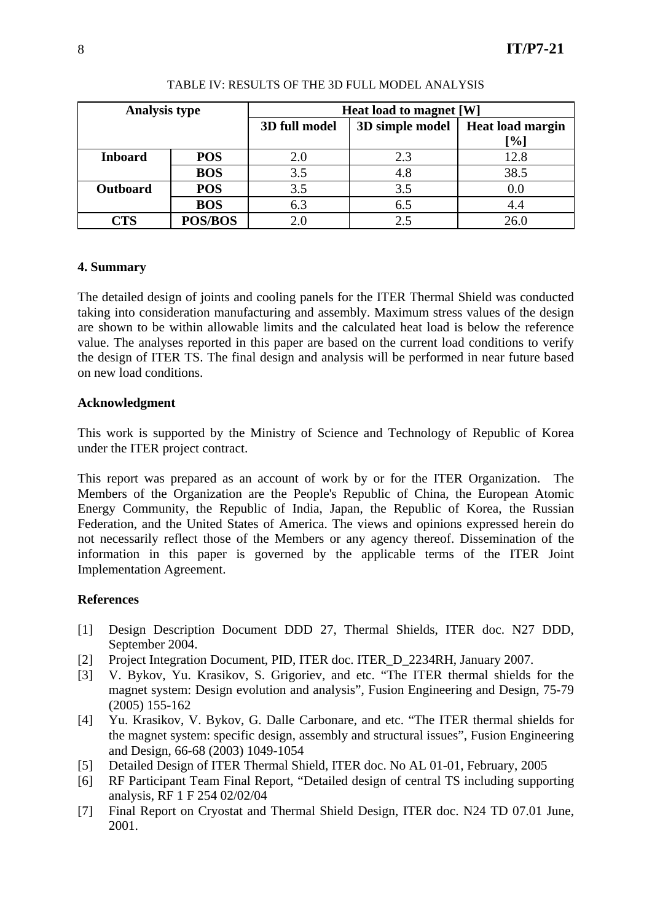TABLE IV: RESULTS OF THE 3D FULL MODEL ANALYSIS

| Analysis type | | Heat load to magnet [W] | | |
|---|---|---|---|---|
| | | 3D full model | 3D simple model | Heat load margin [%] |
| **Inboard** | **POS** | 2.0 | 2.3 | 12.8 |
| | **BOS** | 3.5 | 4.8 | 38.5 |
| **Outboard** | **POS** | 3.5 | 3.5 | 0.0 |
| | **BOS** | 6.3 | 6.5 | 4.4 |
| **CTS** | **POS/BOS** | 2.0 | 2.5 | 26.0 |

## 4. Summary

The detailed design of joints and cooling panels for the ITER Thermal Shield was conducted taking into consideration manufacturing and assembly. Maximum stress values of the design are shown to be within allowable limits and the calculated heat load is below the reference value. The analyses reported in this paper are based on the current load conditions to verify the design of ITER TS. The final design and analysis will be performed in near future based on new load conditions.

## Acknowledgment

This work is supported by the Ministry of Science and Technology of Republic of Korea under the ITER project contract.

This report was prepared as an account of work by or for the ITER Organization. The Members of the Organization are the People's Republic of China, the European Atomic Energy Community, the Republic of India, Japan, the Republic of Korea, the Russian Federation, and the United States of America. The views and opinions expressed herein do not necessarily reflect those of the Members or any agency thereof. Dissemination of the information in this paper is governed by the applicable terms of the ITER Joint Implementation Agreement.

## References

[1] Design Description Document DDD 27, Thermal Shields, ITER doc. N27 DDD, September 2004.

[2] Project Integration Document, PID, ITER doc. ITER_D_2234RH, January 2007.

[3] V. Bykov, Yu. Krasikov, S. Grigoriev, and etc. "The ITER thermal shields for the magnet system: Design evolution and analysis", Fusion Engineering and Design, 75-79 (2005) 155-162

[4] Yu. Krasikov, V. Bykov, G. Dalle Carbonare, and etc. "The ITER thermal shields for the magnet system: specific design, assembly and structural issues", Fusion Engineering and Design, 66-68 (2003) 1049-1054

[5] Detailed Design of ITER Thermal Shield, ITER doc. No AL 01-01, February, 2005

[6] RF Participant Team Final Report, "Detailed design of central TS including supporting analysis, RF 1 F 254 02/02/04

[7] Final Report on Cryostat and Thermal Shield Design, ITER doc. N24 TD 07.01 June, 2001.